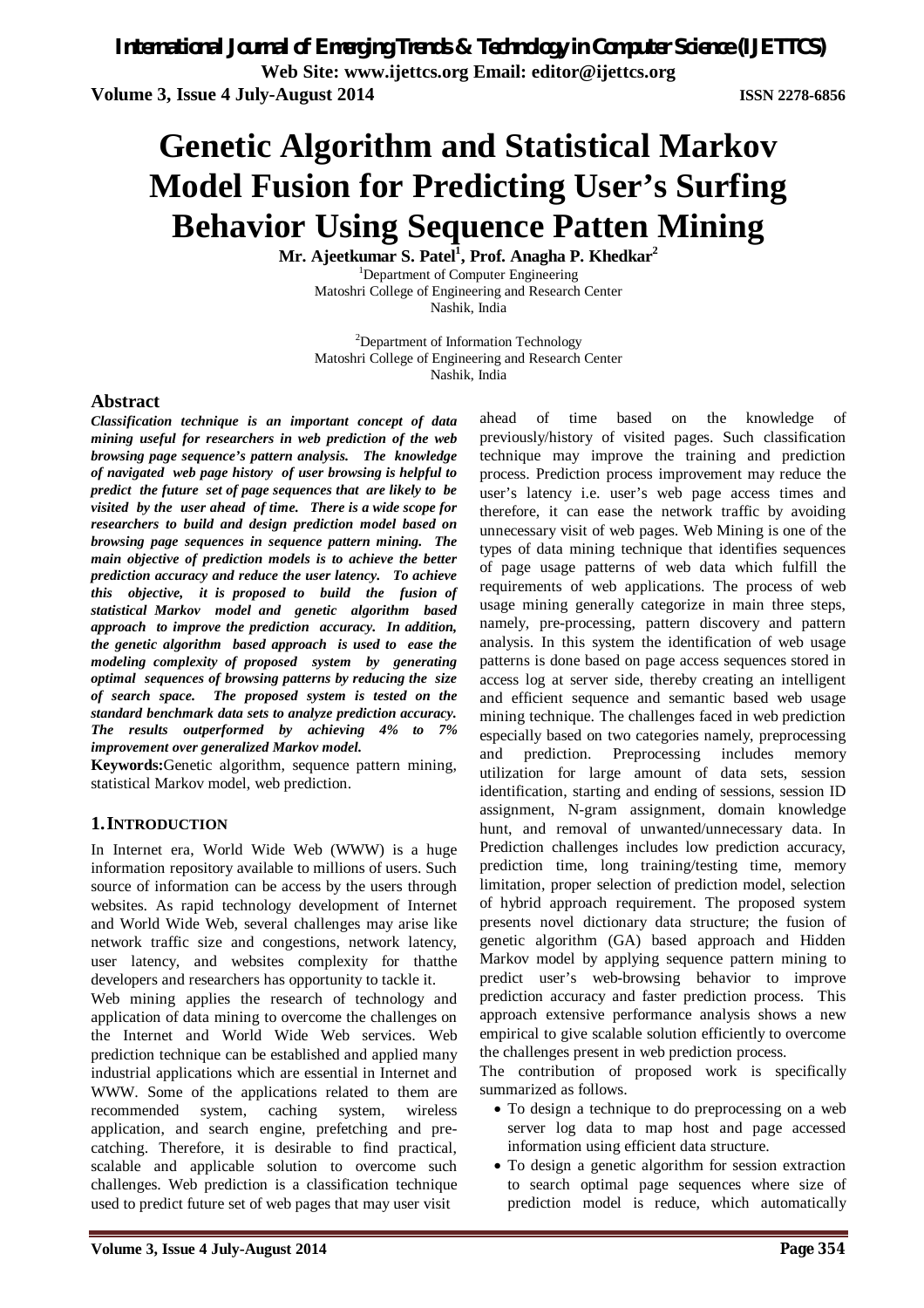# Genetic Algorithm and Statistical Markov Model Fusion for Predicting User's Surfing Behavior Using Sequence Patten Mining

**Mr. Ajeetkumar S. Patel[1], Prof. Anagha P. Khedkar[2]**

[1]Department of Computer Engineering
Matoshri College of Engineering and Research Center
Nashik, India

[2]Department of Information Technology
Matoshri College of Engineering and Research Center
Nashik, India

## Abstract

***Classification technique is an important concept of data mining useful for researchers in web prediction of the web browsing page sequence's pattern analysis. The knowledge of navigated web page history of user browsing is helpful to predict the future set of page sequences that are likely to be visited by the user ahead of time. There is a wide scope for researchers to build and design prediction model based on browsing page sequences in sequence pattern mining. The main objective of prediction models is to achieve the better prediction accuracy and reduce the user latency. To achieve this objective, it is proposed to build the fusion of statistical Markov model and genetic algorithm based approach to improve the prediction accuracy. In addition, the genetic algorithm based approach is used to ease the modeling complexity of proposed system by generating optimal sequences of browsing patterns by reducing the size of search space. The proposed system is tested on the standard benchmark data sets to analyze prediction accuracy. The results outperformed by achieving 4% to 7% improvement over generalized Markov model.***

**Keywords:**Genetic algorithm, sequence pattern mining, statistical Markov model, web prediction.

## 1. INTRODUCTION

In Internet era, World Wide Web (WWW) is a huge information repository available to millions of users. Such source of information can be access by the users through websites. As rapid technology development of Internet and World Wide Web, several challenges may arise like network traffic size and congestions, network latency, user latency, and websites complexity for thatthe developers and researchers has opportunity to tackle it.

Web mining applies the research of technology and application of data mining to overcome the challenges on the Internet and World Wide Web services. Web prediction technique can be established and applied many industrial applications which are essential in Internet and WWW. Some of the applications related to them are recommended system, caching system, wireless application, and search engine, prefetching and pre-catching. Therefore, it is desirable to find practical, scalable and applicable solution to overcome such challenges. Web prediction is a classification technique used to predict future set of web pages that may user visit ahead of time based on the knowledge of previously/history of visited pages. Such classification technique may improve the training and prediction process. Prediction process improvement may reduce the user's latency i.e. user's web page access times and therefore, it can ease the network traffic by avoiding unnecessary visit of web pages. Web Mining is one of the types of data mining technique that identifies sequences of page usage patterns of web data which fulfill the requirements of web applications. The process of web usage mining generally categorize in main three steps, namely, pre-processing, pattern discovery and pattern analysis. In this system the identification of web usage patterns is done based on page access sequences stored in access log at server side, thereby creating an intelligent and efficient sequence and semantic based web usage mining technique. The challenges faced in web prediction especially based on two categories namely, preprocessing and prediction. Preprocessing includes memory utilization for large amount of data sets, session identification, starting and ending of sessions, session ID assignment, N-gram assignment, domain knowledge hunt, and removal of unwanted/unnecessary data. In Prediction challenges includes low prediction accuracy, prediction time, long training/testing time, memory limitation, proper selection of prediction model, selection of hybrid approach requirement. The proposed system presents novel dictionary data structure; the fusion of genetic algorithm (GA) based approach and Hidden Markov model by applying sequence pattern mining to predict user's web-browsing behavior to improve prediction accuracy and faster prediction process. This approach extensive performance analysis shows a new empirical to give scalable solution efficiently to overcome the challenges present in web prediction process.

The contribution of proposed work is specifically summarized as follows.

- To design a technique to do preprocessing on a web server log data to map host and page accessed information using efficient data structure.
- To design a genetic algorithm for session extraction to search optimal page sequences where size of prediction model is reduce, which automatically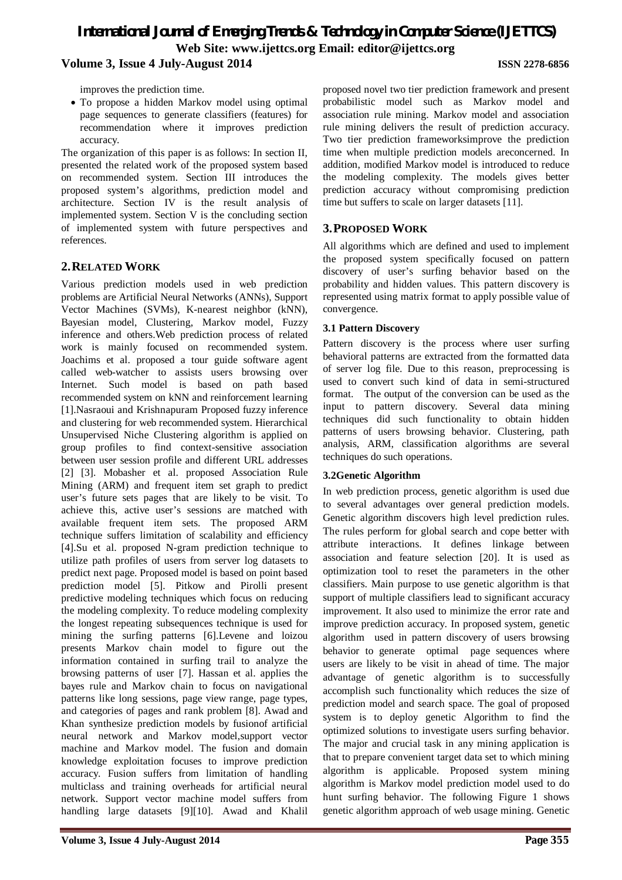improves the prediction time.

- To propose a hidden Markov model using optimal page sequences to generate classifiers (features) for recommendation where it improves prediction accuracy.

The organization of this paper is as follows: In section II, presented the related work of the proposed system based on recommended system. Section III introduces the proposed system's algorithms, prediction model and architecture. Section IV is the result analysis of implemented system. Section V is the concluding section of implemented system with future perspectives and references.

## 2. RELATED WORK

Various prediction models used in web prediction problems are Artificial Neural Networks (ANNs), Support Vector Machines (SVMs), K-nearest neighbor (kNN), Bayesian model, Clustering, Markov model, Fuzzy inference and others.Web prediction process of related work is mainly focused on recommended system. Joachims et al. proposed a tour guide software agent called web-watcher to assists users browsing over Internet. Such model is based on path based recommended system on kNN and reinforcement learning [1].Nasraoui and Krishnapuram Proposed fuzzy inference and clustering for web recommended system. Hierarchical Unsupervised Niche Clustering algorithm is applied on group profiles to find context-sensitive association between user session profile and different URL addresses [2] [3]. Mobasher et al. proposed Association Rule Mining (ARM) and frequent item set graph to predict user's future sets pages that are likely to be visit. To achieve this, active user's sessions are matched with available frequent item sets. The proposed ARM technique suffers limitation of scalability and efficiency [4].Su et al. proposed N-gram prediction technique to utilize path profiles of users from server log datasets to predict next page. Proposed model is based on point based prediction model [5]. Pitkow and Pirolli present predictive modeling techniques which focus on reducing the modeling complexity. To reduce modeling complexity the longest repeating subsequences technique is used for mining the surfing patterns [6].Levene and loizou presents Markov chain model to figure out the information contained in surfing trail to analyze the browsing patterns of user [7]. Hassan et al. applies the bayes rule and Markov chain to focus on navigational patterns like long sessions, page view range, page types, and categories of pages and rank problem [8]. Awad and Khan synthesize prediction models by fusionof artificial neural network and Markov model,support vector machine and Markov model. The fusion and domain knowledge exploitation focuses to improve prediction accuracy. Fusion suffers from limitation of handling multiclass and training overheads for artificial neural network. Support vector machine model suffers from handling large datasets [9][10]. Awad and Khalil proposed novel two tier prediction framework and present probabilistic model such as Markov model and association rule mining. Markov model and association rule mining delivers the result of prediction accuracy. Two tier prediction frameworksimprove the prediction time when multiple prediction models areconcerned. In addition, modified Markov model is introduced to reduce the modeling complexity. The models gives better prediction accuracy without compromising prediction time but suffers to scale on larger datasets [11].

## 3. PROPOSED WORK

All algorithms which are defined and used to implement the proposed system specifically focused on pattern discovery of user's surfing behavior based on the probability and hidden values. This pattern discovery is represented using matrix format to apply possible value of convergence.

### 3.1 Pattern Discovery

Pattern discovery is the process where user surfing behavioral patterns are extracted from the formatted data of server log file. Due to this reason, preprocessing is used to convert such kind of data in semi-structured format. The output of the conversion can be used as the input to pattern discovery. Several data mining techniques did such functionality to obtain hidden patterns of users browsing behavior. Clustering, path analysis, ARM, classification algorithms are several techniques do such operations.

### 3.2Genetic Algorithm

In web prediction process, genetic algorithm is used due to several advantages over general prediction models. Genetic algorithm discovers high level prediction rules. The rules perform for global search and cope better with attribute interactions. It defines linkage between association and feature selection [20]. It is used as optimization tool to reset the parameters in the other classifiers. Main purpose to use genetic algorithm is that support of multiple classifiers lead to significant accuracy improvement. It also used to minimize the error rate and improve prediction accuracy. In proposed system, genetic algorithm used in pattern discovery of users browsing behavior to generate optimal page sequences where users are likely to be visit in ahead of time. The major advantage of genetic algorithm is to successfully accomplish such functionality which reduces the size of prediction model and search space. The goal of proposed system is to deploy genetic Algorithm to find the optimized solutions to investigate users surfing behavior. The major and crucial task in any mining application is that to prepare convenient target data set to which mining algorithm is applicable. Proposed system mining algorithm is Markov model prediction model used to do hunt surfing behavior. The following Figure 1 shows genetic algorithm approach of web usage mining. Genetic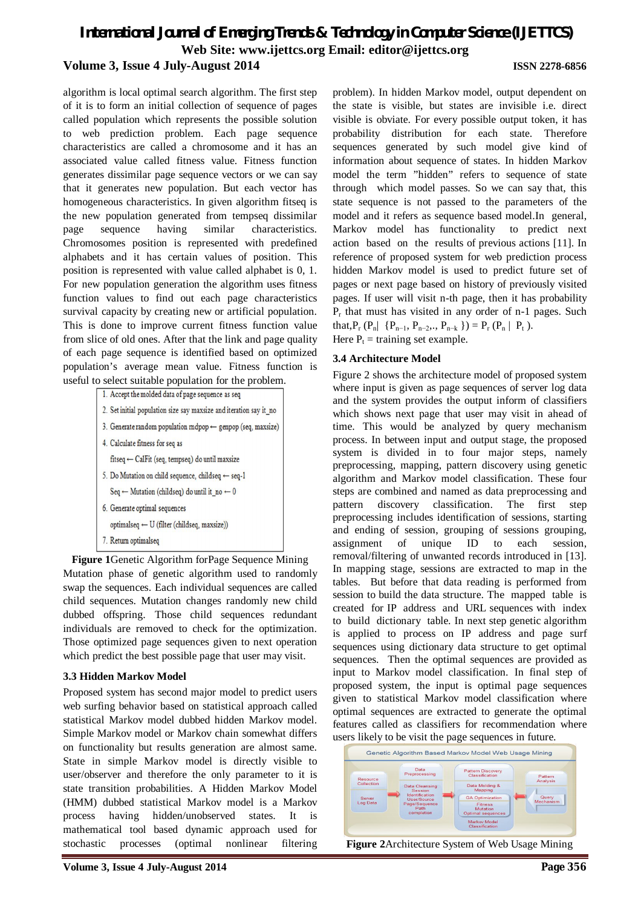algorithm is local optimal search algorithm. The first step of it is to form an initial collection of sequence of pages called population which represents the possible solution to web prediction problem. Each page sequence characteristics are called a chromosome and it has an associated value called fitness value. Fitness function generates dissimilar page sequence vectors or we can say that it generates new population. But each vector has homogeneous characteristics. In given algorithm fitseq is the new population generated from tempseq dissimilar page sequence having similar characteristics. Chromosomes position is represented with predefined alphabets and it has certain values of position. This position is represented with value called alphabet is 0, 1. For new population generation the algorithm uses fitness function values to find out each page characteristics survival capacity by creating new or artificial population. This is done to improve current fitness function value from slice of old ones. After that the link and page quality of each page sequence is identified based on optimized population's average mean value. Fitness function is useful to select suitable population for the problem.

1. Accept the molded data of page sequence as seq
2. Set initial population size say maxsize and iteration say it_no
3. Generate random population rndpop ← genpop (seq, maxsize)
4. Calculate fitness for seq as
   fitseq ← CalFit (seq, tempseq) do until maxsize
5. Do Mutation on child sequence, childseq ← seq-1
   Seq ← Mutation (childseq) do until it_no ← 0
6. Generate optimal sequences
   optimalseq ← U (filter (childseq, maxsize))
7. Return optimalseq

**Figure 1**Genetic Algorithm forPage Sequence Mining

Mutation phase of genetic algorithm used to randomly swap the sequences. Each individual sequences are called child sequences. Mutation changes randomly new child dubbed offspring. Those child sequences redundant individuals are removed to check for the optimization. Those optimized page sequences given to next operation which predict the best possible page that user may visit.

### 3.3 Hidden Markov Model

Proposed system has second major model to predict users web surfing behavior based on statistical approach called statistical Markov model dubbed hidden Markov model. Simple Markov model or Markov chain somewhat differs on functionality but results generation are almost same. State in simple Markov model is directly visible to user/observer and therefore the only parameter to it is state transition probabilities. A Hidden Markov Model (HMM) dubbed statistical Markov model is a Markov process having hidden/unobserved states. It is mathematical tool based dynamic approach used for stochastic processes (optimal nonlinear filtering problem). In hidden Markov model, output dependent on the state is visible, but states are invisible i.e. direct visible is obviate. For every possible output token, it has probability distribution for each state. Therefore sequences generated by such model give kind of information about sequence of states. In hidden Markov model the term "hidden" refers to sequence of state through which model passes. So we can say that, this state sequence is not passed to the parameters of the model and it refers as sequence based model.In general, Markov model has functionality to predict next action based on the results of previous actions [11]. In reference of proposed system for web prediction process hidden Markov model is used to predict future set of pages or next page based on history of previously visited pages. If user will visit n-th page, then it has probability $P_r$ that must has visited in any order of n-1 pages. Such that,$P_r$ ($P_n$| {$P_{n-1}$, $P_{n-2}$,., $P_{n-k}$ }) = $P_r$ ($P_n$ | $P_t$ ).

Here $P_t$ = training set example.

### 3.4 Architecture Model

Figure 2 shows the architecture model of proposed system where input is given as page sequences of server log data and the system provides the output inform of classifiers which shows next page that user may visit in ahead of time. This would be analyzed by query mechanism process. In between input and output stage, the proposed system is divided in to four major steps, namely preprocessing, mapping, pattern discovery using genetic algorithm and Markov model classification. These four steps are combined and named as data preprocessing and pattern discovery classification. The first step preprocessing includes identification of sessions, starting and ending of session, grouping of sessions grouping, assignment of unique ID to each session, removal/filtering of unwanted records introduced in [13]. In mapping stage, sessions are extracted to map in the tables. But before that data reading is performed from session to build the data structure. The mapped table is created for IP address and URL sequences with index to build dictionary table. In next step genetic algorithm is applied to process on IP address and page surf sequences using dictionary data structure to get optimal sequences. Then the optimal sequences are provided as input to Markov model classification. In final step of proposed system, the input is optimal page sequences given to statistical Markov model classification where optimal sequences are extracted to generate the optimal features called as classifiers for recommendation where users likely to be visit the page sequences in future.

Genetic Algorithm Based Markov Model Web Usage Mining

Resource Collection | Server Log Data | Data Preprocessing | Data Cleansing Session Identification User/Source Page/Sequence Path completion | Pattern Discovery Classification | Data Molding & Mapping | GA Optimization | Fitness Mutation Optimal sequences | Markov Model Classification | Pattern Analysis | Query Mechanism

**Figure 2**Architecture System of Web Usage Mining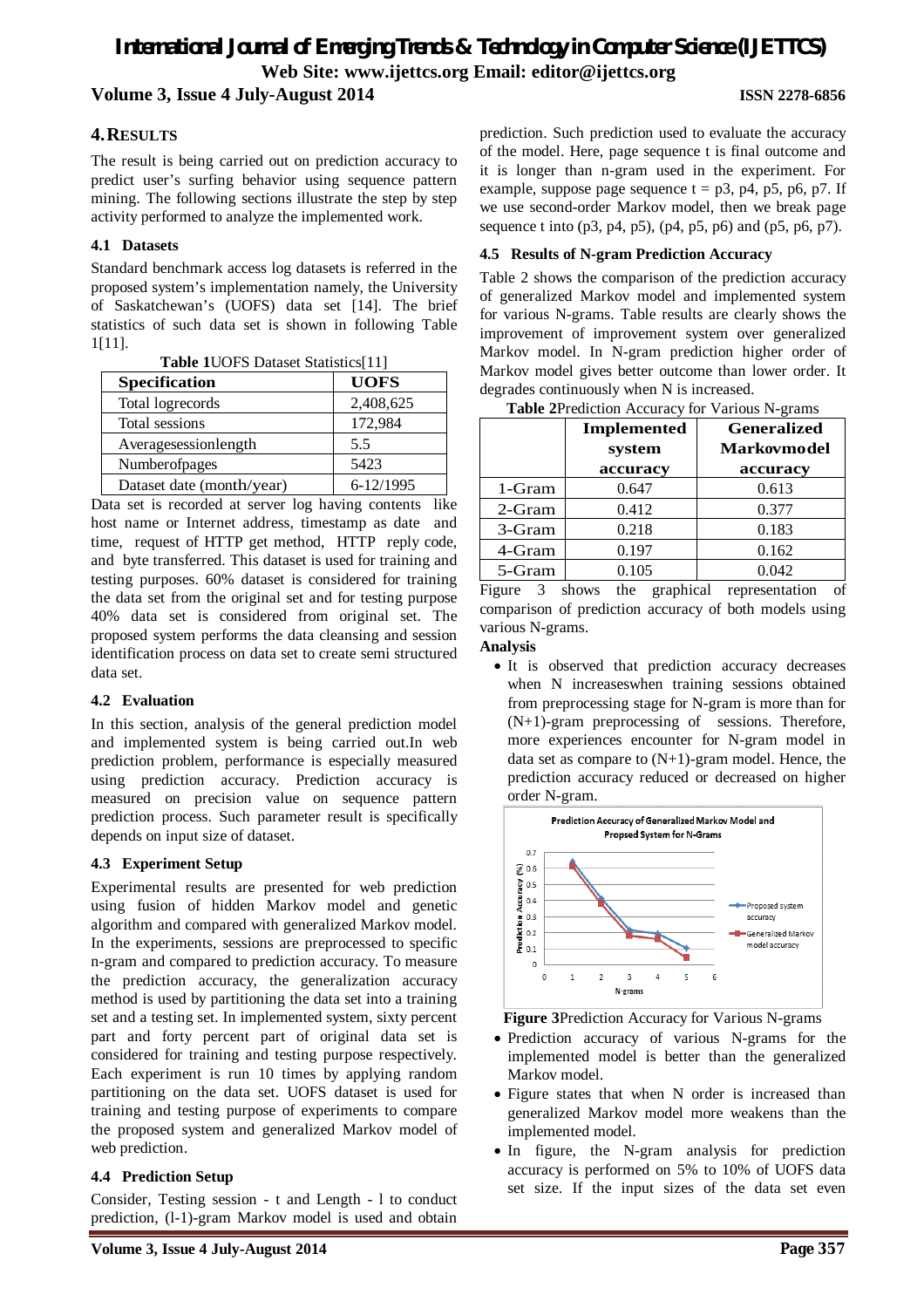## 4. RESULTS

The result is being carried out on prediction accuracy to predict user's surfing behavior using sequence pattern mining. The following sections illustrate the step by step activity performed to analyze the implemented work.

### 4.1 Datasets

Standard benchmark access log datasets is referred in the proposed system's implementation namely, the University of Saskatchewan's (UOFS) data set [14]. The brief statistics of such data set is shown in following Table 1[11].

**Table 1**UOFS Dataset Statistics[11]

| Specification | UOFS |
|---|---|
| Total logrecords | 2,408,625 |
| Total sessions | 172,984 |
| Averagesessionlength | 5.5 |
| Numberofpages | 5423 |
| Dataset date (month/year) | 6-12/1995 |

Data set is recorded at server log having contents like host name or Internet address, timestamp as date and time, request of HTTP get method, HTTP reply code, and byte transferred. This dataset is used for training and testing purposes. 60% dataset is considered for training the data set from the original set and for testing purpose 40% data set is considered from original set. The proposed system performs the data cleansing and session identification process on data set to create semi structured data set.

### 4.2 Evaluation

In this section, analysis of the general prediction model and implemented system is being carried out.In web prediction problem, performance is especially measured using prediction accuracy. Prediction accuracy is measured on precision value on sequence pattern prediction process. Such parameter result is specifically depends on input size of dataset.

### 4.3 Experiment Setup

Experimental results are presented for web prediction using fusion of hidden Markov model and genetic algorithm and compared with generalized Markov model. In the experiments, sessions are preprocessed to specific n-gram and compared to prediction accuracy. To measure the prediction accuracy, the generalization accuracy method is used by partitioning the data set into a training set and a testing set. In implemented system, sixty percent part and forty percent part of original data set is considered for training and testing purpose respectively. Each experiment is run 10 times by applying random partitioning on the data set. UOFS dataset is used for training and testing purpose of experiments to compare the proposed system and generalized Markov model of web prediction.

### 4.4 Prediction Setup

Consider, Testing session - t and Length - l to conduct prediction, (l-1)-gram Markov model is used and obtain prediction. Such prediction used to evaluate the accuracy of the model. Here, page sequence t is final outcome and it is longer than n-gram used in the experiment. For example, suppose page sequence t = p3, p4, p5, p6, p7. If we use second-order Markov model, then we break page sequence t into (p3, p4, p5), (p4, p5, p6) and (p5, p6, p7).

### 4.5 Results of N-gram Prediction Accuracy

Table 2 shows the comparison of the prediction accuracy of generalized Markov model and implemented system for various N-grams. Table results are clearly shows the improvement of improvement system over generalized Markov model. In N-gram prediction higher order of Markov model gives better outcome than lower order. It degrades continuously when N is increased.

**Table 2**Prediction Accuracy for Various N-grams

| | Implemented system accuracy | Generalized Markovmodel accuracy |
|---|---|---|
| 1-Gram | 0.647 | 0.613 |
| 2-Gram | 0.412 | 0.377 |
| 3-Gram | 0.218 | 0.183 |
| 4-Gram | 0.197 | 0.162 |
| 5-Gram | 0.105 | 0.042 |

Figure 3 shows the graphical representation of comparison of prediction accuracy of both models using various N-grams.

**Analysis**

- It is observed that prediction accuracy decreases when N increaseswhen training sessions obtained from preprocessing stage for N-gram is more than for (N+1)-gram preprocessing of sessions. Therefore, more experiences encounter for N-gram model in data set as compare to (N+1)-gram model. Hence, the prediction accuracy reduced or decreased on higher order N-gram.

**Figure 3**Prediction Accuracy for Various N-grams

- Prediction accuracy of various N-grams for the implemented model is better than the generalized Markov model.
- Figure states that when N order is increased than generalized Markov model more weakens than the implemented model.
- In figure, the N-gram analysis for prediction accuracy is performed on 5% to 10% of UOFS data set size. If the input sizes of the data set even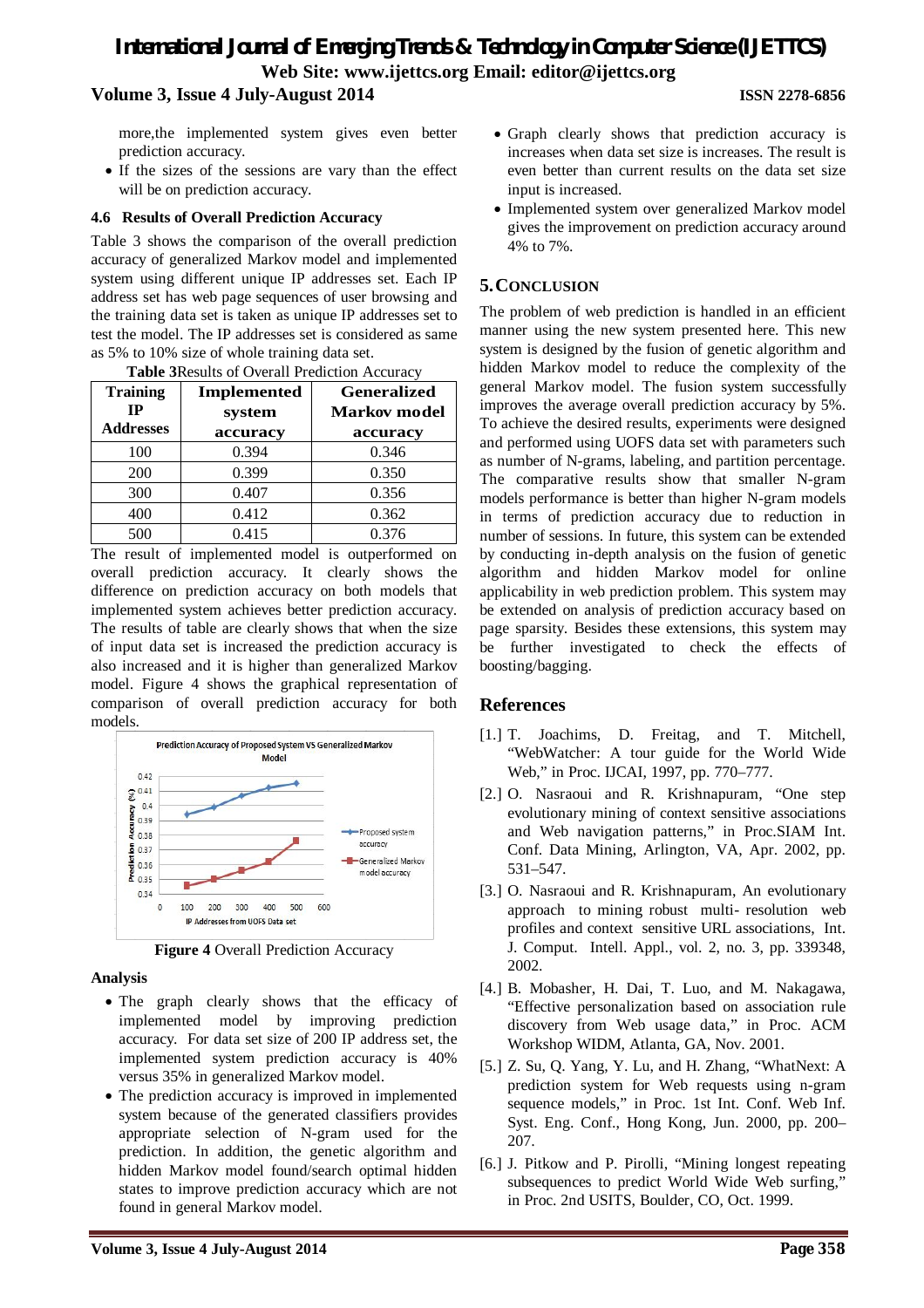more,the implemented system gives even better prediction accuracy.

- If the sizes of the sessions are vary than the effect will be on prediction accuracy.

### 4.6 Results of Overall Prediction Accuracy

Table 3 shows the comparison of the overall prediction accuracy of generalized Markov model and implemented system using different unique IP addresses set. Each IP address set has web page sequences of user browsing and the training data set is taken as unique IP addresses set to test the model. The IP addresses set is considered as same as 5% to 10% size of whole training data set.

**Table 3**Results of Overall Prediction Accuracy

| Training IP Addresses | Implemented system accuracy | Generalized Markov model accuracy |
|---|---|---|
| 100 | 0.394 | 0.346 |
| 200 | 0.399 | 0.350 |
| 300 | 0.407 | 0.356 |
| 400 | 0.412 | 0.362 |
| 500 | 0.415 | 0.376 |

The result of implemented model is outperformed on overall prediction accuracy. It clearly shows the difference on prediction accuracy on both models that implemented system achieves better prediction accuracy. The results of table are clearly shows that when the size of input data set is increased the prediction accuracy is also increased and it is higher than generalized Markov model. Figure 4 shows the graphical representation of comparison of overall prediction accuracy for both models.

**Figure 4** Overall Prediction Accuracy

**Analysis**

- The graph clearly shows that the efficacy of implemented model by improving prediction accuracy. For data set size of 200 IP address set, the implemented system prediction accuracy is 40% versus 35% in generalized Markov model.
- The prediction accuracy is improved in implemented system because of the generated classifiers provides appropriate selection of N-gram used for the prediction. In addition, the genetic algorithm and hidden Markov model found/search optimal hidden states to improve prediction accuracy which are not found in general Markov model.
- Graph clearly shows that prediction accuracy is increases when data set size is increases. The result is even better than current results on the data set size input is increased.
- Implemented system over generalized Markov model gives the improvement on prediction accuracy around 4% to 7%.

## 5. Conclusion

The problem of web prediction is handled in an efficient manner using the new system presented here. This new system is designed by the fusion of genetic algorithm and hidden Markov model to reduce the complexity of the general Markov model. The fusion system successfully improves the average overall prediction accuracy by 5%. To achieve the desired results, experiments were designed and performed using UOFS data set with parameters such as number of N-grams, labeling, and partition percentage. The comparative results show that smaller N-gram models performance is better than higher N-gram models in terms of prediction accuracy due to reduction in number of sessions. In future, this system can be extended by conducting in-depth analysis on the fusion of genetic algorithm and hidden Markov model for online applicability in web prediction problem. This system may be extended on analysis of prediction accuracy based on page sparsity. Besides these extensions, this system may be further investigated to check the effects of boosting/bagging.

## References

[1.] T. Joachims, D. Freitag, and T. Mitchell, "WebWatcher: A tour guide for the World Wide Web," in Proc. IJCAI, 1997, pp. 770–777.

[2.] O. Nasraoui and R. Krishnapuram, "One step evolutionary mining of context sensitive associations and Web navigation patterns," in Proc.SIAM Int. Conf. Data Mining, Arlington, VA, Apr. 2002, pp. 531–547.

[3.] O. Nasraoui and R. Krishnapuram, An evolutionary approach to mining robust multi- resolution web profiles and context sensitive URL associations, Int. J. Comput. Intell. Appl., vol. 2, no. 3, pp. 339348, 2002.

[4.] B. Mobasher, H. Dai, T. Luo, and M. Nakagawa, "Effective personalization based on association rule discovery from Web usage data," in Proc. ACM Workshop WIDM, Atlanta, GA, Nov. 2001.

[5.] Z. Su, Q. Yang, Y. Lu, and H. Zhang, "WhatNext: A prediction system for Web requests using n-gram sequence models," in Proc. 1st Int. Conf. Web Inf. Syst. Eng. Conf., Hong Kong, Jun. 2000, pp. 200–207.

[6.] J. Pitkow and P. Pirolli, "Mining longest repeating subsequences to predict World Wide Web surfing," in Proc. 2nd USITS, Boulder, CO, Oct. 1999.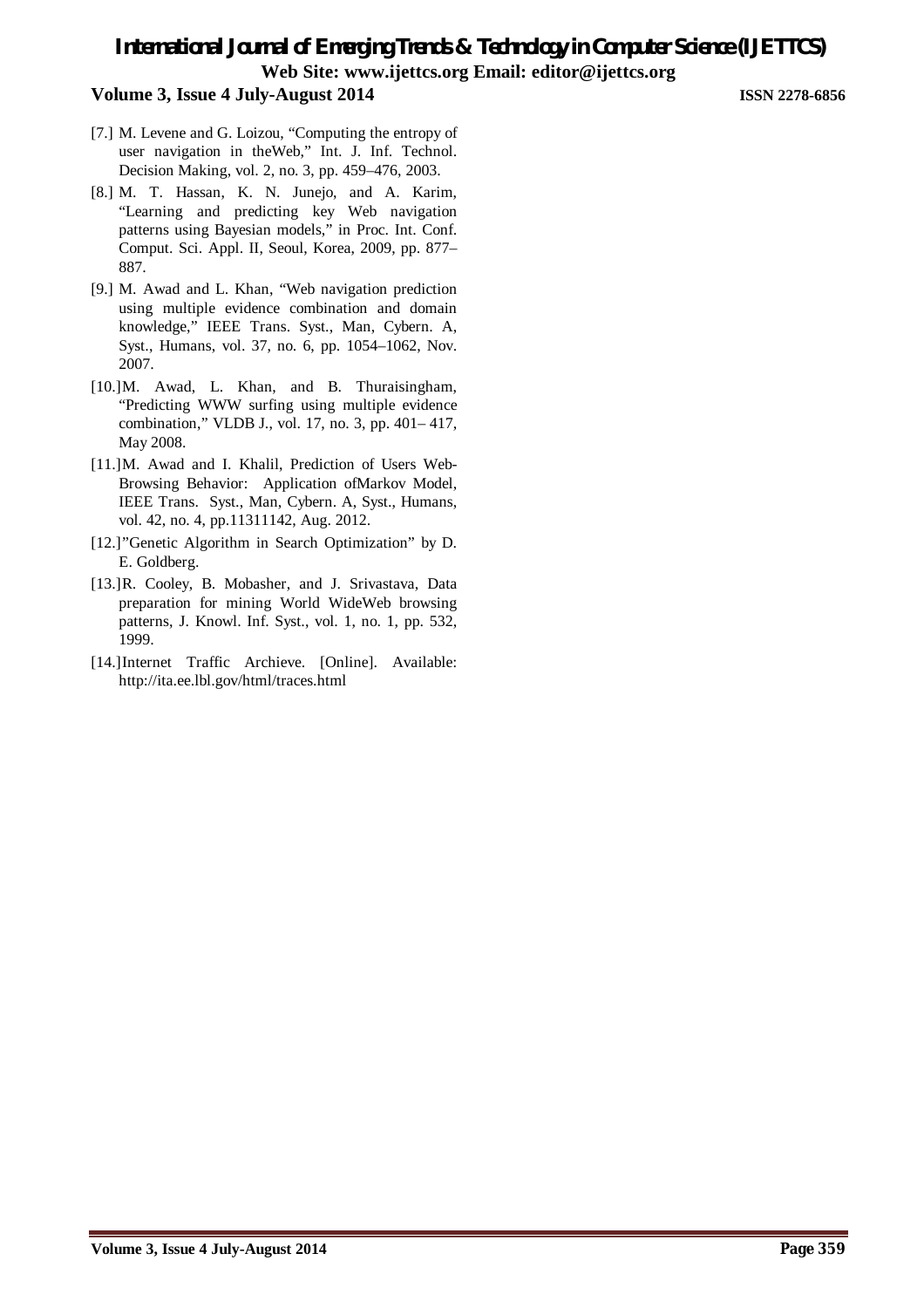[7.] M. Levene and G. Loizou, "Computing the entropy of user navigation in theWeb," Int. J. Inf. Technol. Decision Making, vol. 2, no. 3, pp. 459–476, 2003.

[8.] M. T. Hassan, K. N. Junejo, and A. Karim, "Learning and predicting key Web navigation patterns using Bayesian models," in Proc. Int. Conf. Comput. Sci. Appl. II, Seoul, Korea, 2009, pp. 877–887.

[9.] M. Awad and L. Khan, "Web navigation prediction using multiple evidence combination and domain knowledge," IEEE Trans. Syst., Man, Cybern. A, Syst., Humans, vol. 37, no. 6, pp. 1054–1062, Nov. 2007.

[10.] M. Awad, L. Khan, and B. Thuraisingham, "Predicting WWW surfing using multiple evidence combination," VLDB J., vol. 17, no. 3, pp. 401– 417, May 2008.

[11.] M. Awad and I. Khalil, Prediction of Users Web-Browsing Behavior: Application ofMarkov Model, IEEE Trans. Syst., Man, Cybern. A, Syst., Humans, vol. 42, no. 4, pp.11311142, Aug. 2012.

[12.] "Genetic Algorithm in Search Optimization" by D. E. Goldberg.

[13.] R. Cooley, B. Mobasher, and J. Srivastava, Data preparation for mining World WideWeb browsing patterns, J. Knowl. Inf. Syst., vol. 1, no. 1, pp. 532, 1999.

[14.] Internet Traffic Archieve. [Online]. Available: http://ita.ee.lbl.gov/html/traces.html